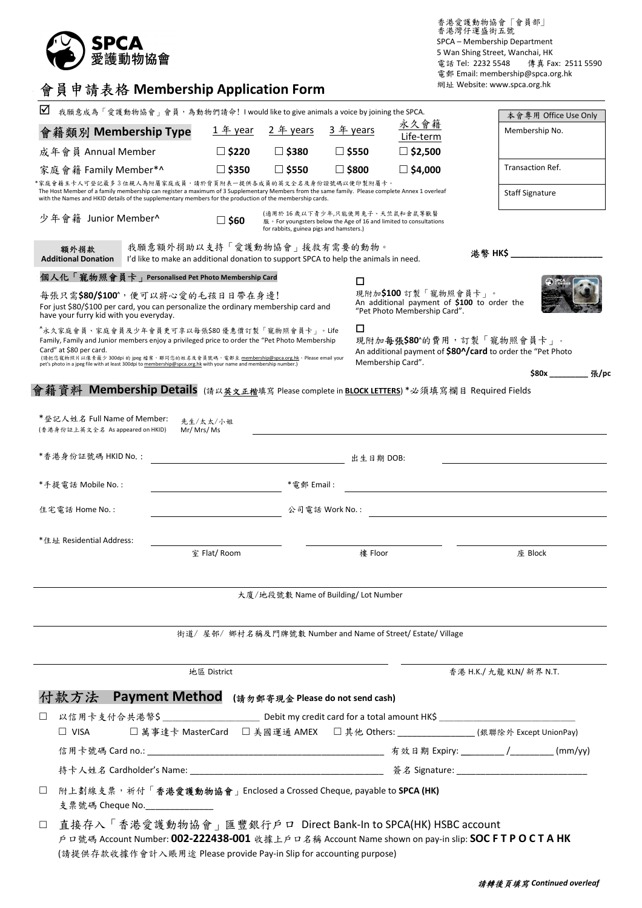香港愛護動物協會「會員部」
香港灣仔運盛街五號
SPCA – Membership Department
5 Wan Shing Street, Wanchai, HK
電話 Tel: 2232 5548 傳真 Fax: 2511 5590
電郵 Email: membership@spca.org.hk
網址 Website: www.spca.org.hk

SPCA 愛護動物協會

# 會員申請表格 Membership Application Form

☑ 我願意成為「愛護動物協會」會員，為動物們請命! I would like to give animals a voice by joining the SPCA.

| 會籍類別 Membership Type | 1 年 year | 2 年 years | 3 年 years | 永久會籍 Life-term |
|---|---|---|---|---|
| 成年會員 Annual Member | ☐ $220 | ☐ $380 | ☐ $550 | ☐ $2,500 |
| 家庭會籍 Family Member*^ | ☐ $350 | ☐ $550 | ☐ $800 | ☐ $4,000 |

*家庭會籍主卡人可登記最多 3 位親人為附屬家庭成員，請於背頁附表一提供各成員的英文全名及身份證號碼以便印製附屬卡。
The Host Member of a family membership can register a maximum of 3 Supplementary Members from the same family. Please complete Annex 1 overleaf with the Names and HKID details of the supplementary members for the production of the membership cards.

少年會籍 Junior Member^ ☐ $60 (適用於 16 歲以下青少年,只能使用兔子、天竺鼠和倉鼠等獸醫服。For youngsters below the Age of 16 and limited to consultations for rabbits, guinea pigs and hamsters.)

| 本會專用 Office Use Only |
|---|
| Membership No. |
| Transaction Ref. |
| Staff Signature |

**額外捐款 Additional Donation** 我願意額外捐助以支持「愛護動物協會」援救有需要的動物。 I'd like to make an additional donation to support SPCA to help the animals in need. **港幣 HK$ ____________________**

**個人化「寵物照會員卡」Personalised Pet Photo Membership Card**

每張只需**$80/$100**^，便可以將心愛的毛孩日日帶在身邊!
For just $80/$100 per card, you can personalize the ordinary membership card and have your furry kid with you everyday.

☐ 現附加**$100** 訂製「寵物照會員卡」。
An additional payment of **$100** to order the "Pet Photo Membership Card".

^永久家庭會員、家庭會員及少年會員更可享以每張$80 優惠價訂製「寵物照會員卡」。Life Family, Family and Junior members enjoy a privileged price to order the "Pet Photo Membership Card" at $80 per card.
(請把您寵物照片以像素最少 300dpi 的 jpeg 檔案，聯同您的姓名及會員號碼，電郵至 membership@spca.org.hk。Please email your pet's photo in a jpeg file with at least 300dpi to membership@spca.org.hk with your name and membership number.)

☐ 現附加**每張$80**^的費用，訂製「寵物照會員卡」。
An additional payment of **$80^/card** to order the "Pet Photo Membership Card".

**$80x** _________ 張/pc

## 會籍資料 Membership Details (請以英文正楷填寫 Please complete in **BLOCK LETTERS**) *必須填寫欄目 Required Fields

*登記人姓名 Full Name of Member: (香港身份証上英文全名 As appeared on HKID) 先生/太太/小姐 Mr/ Mrs/ Ms ________________________________

*香港身份証號碼 HKID No. : ____________________ 出生日期 DOB: ____________________

*手提電話 Mobile No. : ____________________ *電郵 Email : ____________________

住宅電話 Home No. : ____________________ 公司電話 Work No. : ____________________

*住址 Residential Address:

__________ 室 Flat/ Room __________ 樓 Floor __________ 座 Block

________________________________ 大廈/地段號數 Name of Building/ Lot Number

________________________________ 街道/ 屋邨/ 鄉村名稱及門牌號數 Number and Name of Street/ Estate/ Village

________________ 地區 District ________________ 香港 H.K./ 九龍 KLN/ 新界 N.T.

## 付款方法 Payment Method (請勿郵寄現金 Please do not send cash)

☐ 以信用卡支付合共港幣$ ____________________ Debit my credit card for a total amount HK$ ____________________
☐ VISA ☐ 萬事達卡 MasterCard ☐ 美國運通 AMEX ☐ 其他 Others: ________________ (銀聯除外 Except UnionPay)
信用卡號碼 Card no.: ________________________________ 有效日期 Expiry: _________ /_________ (mm/yy)
持卡人姓名 Cardholder's Name: ________________________ 簽名 Signature: ____________________

☐ 附上劃線支票，祈付「**香港愛護動物協會**」Enclosed a Crossed Cheque, payable to **SPCA (HK)**
支票號碼 Cheque No.______________

☐ 直接存入「香港愛護動物協會」匯豐銀行戶口 Direct Bank-In to SPCA(HK) HSBC account
戶口號碼 Account Number: **002-222438-001** 收據上戶口名稱 Account Name shown on pay-in slip: **SOC F T P O C T A HK**
(請提供存款收據作會計入賬用途 Please provide Pay-in Slip for accounting purpose)

***請轉後頁填寫 Continued overleaf***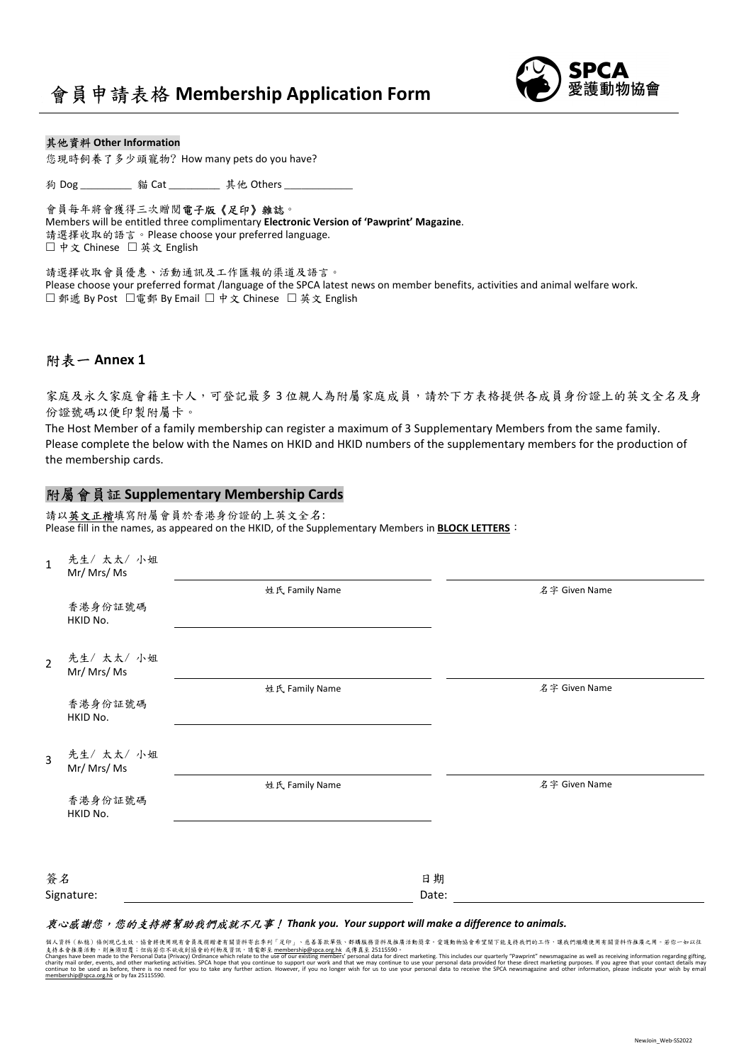# 會員申請表格 Membership Application Form

SPCA 愛護動物協會

**其他資料 Other Information**

您現時飼養了多少頭寵物? How many pets do you have?

狗 Dog _________ 貓 Cat _________ 其他 Others ____________

會員每年將會獲得三次贈閱**電子版《足印》雜誌**。
Members will be entitled three complimentary **Electronic Version of 'Pawprint' Magazine**.
請選擇收取的語言。Please choose your preferred language.
☐ 中文 Chinese ☐ 英文 English

請選擇收取會員優惠、活動通訊及工作匯報的渠道及語言。
Please choose your preferred format /language of the SPCA latest news on member benefits, activities and animal welfare work.
☐ 郵遞 By Post ☐電郵 By Email ☐ 中文 Chinese ☐ 英文 English

## 附表一 Annex 1

家庭及永久家庭會籍主卡人，可登記最多 3 位親人為附屬家庭成員，請於下方表格提供各成員身份證上的英文全名及身份證號碼以便印製附屬卡。

The Host Member of a family membership can register a maximum of 3 Supplementary Members from the same family. Please complete the below with the Names on HKID and HKID numbers of the supplementary members for the production of the membership cards.

## 附屬會員証 Supplementary Membership Cards

請以英文正楷填寫附屬會員於香港身份證的上英文全名:
Please fill in the names, as appeared on the HKID, of the Supplementary Members in **BLOCK LETTERS**：

1 先生/ 太太/ 小姐 Mr/ Mrs/ Ms ____________________ ____________________
姓氏 Family Name 名字 Given Name
香港身份証號碼 HKID No. ____________________

2 先生/ 太太/ 小姐 Mr/ Mrs/ Ms ____________________ ____________________
姓氏 Family Name 名字 Given Name
香港身份証號碼 HKID No. ____________________

3 先生/ 太太/ 小姐 Mr/ Mrs/ Ms ____________________ ____________________
姓氏 Family Name 名字 Given Name
香港身份証號碼 HKID No. ____________________

簽名 Signature: ____________________ 日期 Date: ____________________

***衷心感謝您，您的支持將幫助我們成就不凡事！ Thank you. Your support will make a difference to animals.***

個人資料（私隱）條例現已生效，協會將使用現有會員及捐贈者有關資料寄出季刊「足印」、慈善籌款單張、郵購服務資料及推廣活動簡章。愛護動物協會希望閣下能支持我們的工作，讓我們繼續使用有關資料作推廣之用。若你一如以往支持本會推廣活動，則無須回覆；但倘若你不欲收到協會的刊物及資訊，請電郵至 membership@spca.org.hk 或傳真至 25115590。
Changes have been made to the Personal Data (Privacy) Ordinance which relate to the use of our existing members' personal data for direct marketing. This includes our quarterly "Pawprint" newsmagazine as well as receiving information regarding gifting, charity mail order, events, and other marketing activities. SPCA hope that you continue to support our work and that we may continue to use your personal data provided for these direct marketing purposes. If you agree that your contact details may continue to be used as before, there is no need for you to take any further action. However, if you no longer wish for us to use your personal data to receive the SPCA newsmagazine and other information, please indicate your wish by email membership@spca.org.hk or by fax 25115590.

NewJoin_Web-SS2022